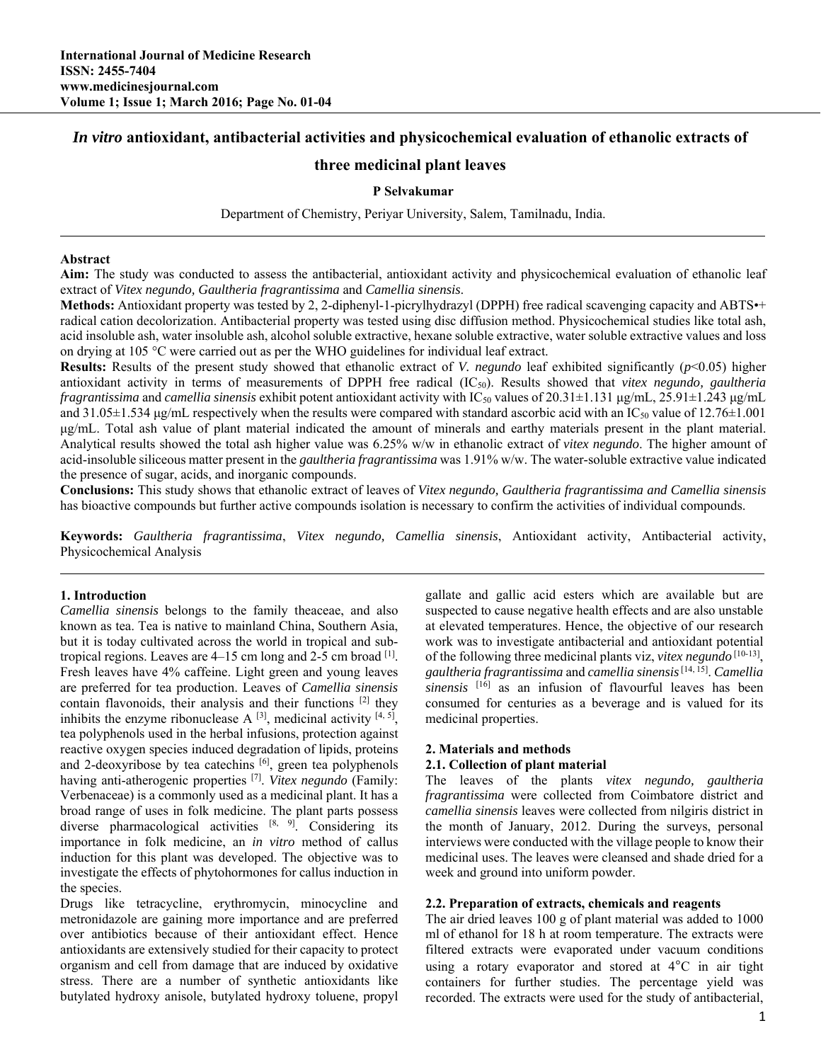# *In vitro* antioxidant, antibacterial activities and physicochemical evaluation of ethanolic extracts of three medicinal plant leaves

**P Selvakumar**

Department of Chemistry, Periyar University, Salem, Tamilnadu, India.

---

**Abstract**

**Aim:** The study was conducted to assess the antibacterial, antioxidant activity and physicochemical evaluation of ethanolic leaf extract of *Vitex negundo, Gaultheria fragrantissima* and *Camellia sinensis*.

**Methods:** Antioxidant property was tested by 2, 2-diphenyl-1-picrylhydrazyl (DPPH) free radical scavenging capacity and ABTS•+ radical cation decolorization. Antibacterial property was tested using disc diffusion method. Physicochemical studies like total ash, acid insoluble ash, water insoluble ash, alcohol soluble extractive, hexane soluble extractive, water soluble extractive values and loss on drying at 105 °C were carried out as per the WHO guidelines for individual leaf extract.

**Results:** Results of the present study showed that ethanolic extract of *V. negundo* leaf exhibited significantly ($p$<0.05) higher antioxidant activity in terms of measurements of DPPH free radical ($IC_{50}$). Results showed that *vitex negundo, gaultheria fragrantissima* and *camellia sinensis* exhibit potent antioxidant activity with $IC_{50}$ values of 20.31±1.131 µg/mL, 25.91±1.243 µg/mL and 31.05±1.534 µg/mL respectively when the results were compared with standard ascorbic acid with an $IC_{50}$ value of 12.76±1.001 µg/mL. Total ash value of plant material indicated the amount of minerals and earthy materials present in the plant material. Analytical results showed the total ash higher value was 6.25% w/w in ethanolic extract of *vitex negundo*. The higher amount of acid-insoluble siliceous matter present in the *gaultheria fragrantissima* was 1.91% w/w. The water-soluble extractive value indicated the presence of sugar, acids, and inorganic compounds.

**Conclusions:** This study shows that ethanolic extract of leaves of *Vitex negundo, Gaultheria fragrantissima and Camellia sinensis* has bioactive compounds but further active compounds isolation is necessary to confirm the activities of individual compounds.

**Keywords:** *Gaultheria fragrantissima*, *Vitex negundo, Camellia sinensis*, Antioxidant activity, Antibacterial activity, Physicochemical Analysis

---

## 1. Introduction

*Camellia sinensis* belongs to the family theaceae, and also known as tea. Tea is native to mainland China, Southern Asia, but it is today cultivated across the world in tropical and sub-tropical regions. Leaves are 4–15 cm long and 2-5 cm broad [1]. Fresh leaves have 4% caffeine. Light green and young leaves are preferred for tea production. Leaves of *Camellia sinensis* contain flavonoids, their analysis and their functions [2] they inhibits the enzyme ribonuclease A [3], medicinal activity [4, 5], tea polyphenols used in the herbal infusions, protection against reactive oxygen species induced degradation of lipids, proteins and 2-deoxyribose by tea catechins [6], green tea polyphenols having anti-atherogenic properties [7]. *Vitex negundo* (Family: Verbenaceae) is a commonly used as a medicinal plant. It has a broad range of uses in folk medicine. The plant parts possess diverse pharmacological activities [8, 9]. Considering its importance in folk medicine, an *in vitro* method of callus induction for this plant was developed. The objective was to investigate the effects of phytohormones for callus induction in the species.

Drugs like tetracycline, erythromycin, minocycline and metronidazole are gaining more importance and are preferred over antibiotics because of their antioxidant effect. Hence antioxidants are extensively studied for their capacity to protect organism and cell from damage that are induced by oxidative stress. There are a number of synthetic antioxidants like butylated hydroxy anisole, butylated hydroxy toluene, propyl gallate and gallic acid esters which are available but are suspected to cause negative health effects and are also unstable at elevated temperatures. Hence, the objective of our research work was to investigate antibacterial and antioxidant potential of the following three medicinal plants viz, *vitex negundo* [10-13], *gaultheria fragrantissima* and *camellia sinensis* [14, 15]. *Camellia sinensis* [16] as an infusion of flavourful leaves has been consumed for centuries as a beverage and is valued for its medicinal properties.

## 2. Materials and methods

### 2.1. Collection of plant material

The leaves of the plants *vitex negundo, gaultheria fragrantissima* were collected from Coimbatore district and *camellia sinensis* leaves were collected from nilgiris district in the month of January, 2012. During the surveys, personal interviews were conducted with the village people to know their medicinal uses. The leaves were cleansed and shade dried for a week and ground into uniform powder.

### 2.2. Preparation of extracts, chemicals and reagents

The air dried leaves 100 g of plant material was added to 1000 ml of ethanol for 18 h at room temperature. The extracts were filtered extracts were evaporated under vacuum conditions using a rotary evaporator and stored at 4°C in air tight containers for further studies. The percentage yield was recorded. The extracts were used for the study of antibacterial,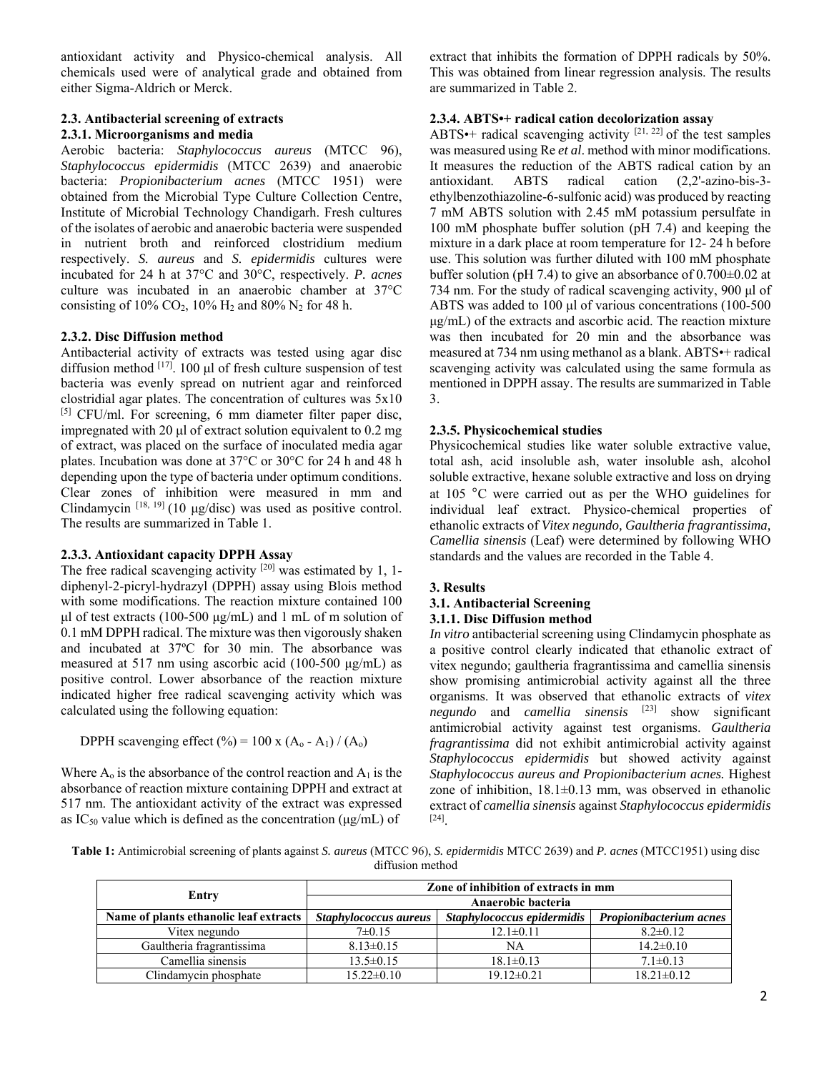antioxidant activity and Physico-chemical analysis. All chemicals used were of analytical grade and obtained from either Sigma-Aldrich or Merck.

### 2.3. Antibacterial screening of extracts

#### 2.3.1. Microorganisms and media

Aerobic bacteria: *Staphylococcus aureus* (MTCC 96), *Staphylococcus epidermidis* (MTCC 2639) and anaerobic bacteria: *Propionibacterium acnes* (MTCC 1951) were obtained from the Microbial Type Culture Collection Centre, Institute of Microbial Technology Chandigarh. Fresh cultures of the isolates of aerobic and anaerobic bacteria were suspended in nutrient broth and reinforced clostridium medium respectively. *S. aureus* and *S. epidermidis* cultures were incubated for 24 h at 37°C and 30°C, respectively. *P. acnes* culture was incubated in an anaerobic chamber at 37°C consisting of 10% $CO_2$, 10% $H_2$ and 80% $N_2$ for 48 h.

#### 2.3.2. Disc Diffusion method

Antibacterial activity of extracts was tested using agar disc diffusion method [17]. 100 µl of fresh culture suspension of test bacteria was evenly spread on nutrient agar and reinforced clostridial agar plates. The concentration of cultures was 5x10 [5] CFU/ml. For screening, 6 mm diameter filter paper disc, impregnated with 20 µl of extract solution equivalent to 0.2 mg of extract, was placed on the surface of inoculated media agar plates. Incubation was done at 37°C or 30°C for 24 h and 48 h depending upon the type of bacteria under optimum conditions. Clear zones of inhibition were measured in mm and Clindamycin [18, 19] (10 µg/disc) was used as positive control. The results are summarized in Table 1.

#### 2.3.3. Antioxidant capacity DPPH Assay

The free radical scavenging activity [20] was estimated by 1, 1-diphenyl-2-picryl-hydrazyl (DPPH) assay using Blois method with some modifications. The reaction mixture contained 100 µl of test extracts (100-500 µg/mL) and 1 mL of m solution of 0.1 mM DPPH radical. The mixture was then vigorously shaken and incubated at 37ºC for 30 min. The absorbance was measured at 517 nm using ascorbic acid (100-500 µg/mL) as positive control. Lower absorbance of the reaction mixture indicated higher free radical scavenging activity which was calculated using the following equation:

$$\text{DPPH scavenging effect (\%)} = 100 \times (A_o - A_1) / (A_o)$$

Where $A_o$ is the absorbance of the control reaction and $A_1$ is the absorbance of reaction mixture containing DPPH and extract at 517 nm. The antioxidant activity of the extract was expressed as $IC_{50}$ value which is defined as the concentration (µg/mL) of extract that inhibits the formation of DPPH radicals by 50%. This was obtained from linear regression analysis. The results are summarized in Table 2.

#### 2.3.4. ABTS•+ radical cation decolorization assay

ABTS•+ radical scavenging activity [21, 22] of the test samples was measured using Re *et al*. method with minor modifications. It measures the reduction of the ABTS radical cation by an antioxidant. ABTS radical cation (2,2'-azino-bis-3-ethylbenzothiazoline-6-sulfonic acid) was produced by reacting 7 mM ABTS solution with 2.45 mM potassium persulfate in 100 mM phosphate buffer solution (pH 7.4) and keeping the mixture in a dark place at room temperature for 12- 24 h before use. This solution was further diluted with 100 mM phosphate buffer solution (pH 7.4) to give an absorbance of 0.700±0.02 at 734 nm. For the study of radical scavenging activity, 900 µl of ABTS was added to 100 µl of various concentrations (100-500 µg/mL) of the extracts and ascorbic acid. The reaction mixture was then incubated for 20 min and the absorbance was measured at 734 nm using methanol as a blank. ABTS•+ radical scavenging activity was calculated using the same formula as mentioned in DPPH assay. The results are summarized in Table 3.

#### 2.3.5. Physicochemical studies

Physicochemical studies like water soluble extractive value, total ash, acid insoluble ash, water insoluble ash, alcohol soluble extractive, hexane soluble extractive and loss on drying at 105 °C were carried out as per the WHO guidelines for individual leaf extract. Physico-chemical properties of ethanolic extracts of *Vitex negundo, Gaultheria fragrantissima, Camellia sinensis* (Leaf) were determined by following WHO standards and the values are recorded in the Table 4.

## 3. Results

### 3.1. Antibacterial Screening

#### 3.1.1. Disc Diffusion method

*In vitro* antibacterial screening using Clindamycin phosphate as a positive control clearly indicated that ethanolic extract of vitex negundo; gaultheria fragrantissima and camellia sinensis show promising antimicrobial activity against all the three organisms. It was observed that ethanolic extracts of *vitex negundo* and *camellia sinensis* [23] show significant antimicrobial activity against test organisms. *Gaultheria fragrantissima* did not exhibit antimicrobial activity against *Staphylococcus epidermidis* but showed activity against *Staphylococcus aureus and Propionibacterium acnes.* Highest zone of inhibition, 18.1±0.13 mm, was observed in ethanolic extract of *camellia sinensis* against *Staphylococcus epidermidis* [24].

**Table 1:** Antimicrobial screening of plants against *S. aureus* (MTCC 96), *S. epidermidis* MTCC 2639) and *P. acnes* (MTCC1951) using disc diffusion method

| Entry | Zone of inhibition of extracts in mm | | |
|---|---|---|---|
| | Anaerobic bacteria | | |
| **Name of plants ethanolic leaf extracts** | ***Staphylococcus aureus*** | ***Staphylococcus epidermidis*** | ***Propionibacterium acnes*** |
| Vitex negundo | 7±0.15 | 12.1±0.11 | 8.2±0.12 |
| Gaultheria fragrantissima | 8.13±0.15 | NA | 14.2±0.10 |
| Camellia sinensis | 13.5±0.15 | 18.1±0.13 | 7.1±0.13 |
| Clindamycin phosphate | 15.22±0.10 | 19.12±0.21 | 18.21±0.12 |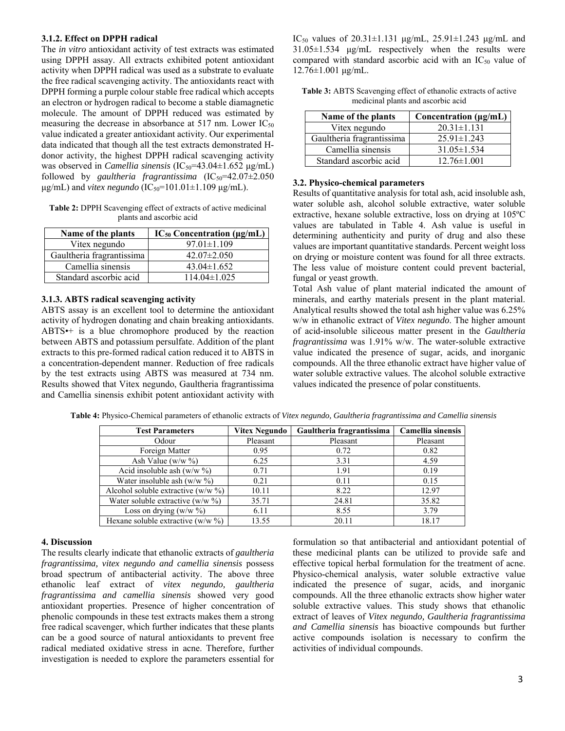### 3.1.2. Effect on DPPH radical

The *in vitro* antioxidant activity of test extracts was estimated using DPPH assay. All extracts exhibited potent antioxidant activity when DPPH radical was used as a substrate to evaluate the free radical scavenging activity. The antioxidants react with DPPH forming a purple colour stable free radical which accepts an electron or hydrogen radical to become a stable diamagnetic molecule. The amount of DPPH reduced was estimated by measuring the decrease in absorbance at 517 nm. Lower $IC_{50}$ value indicated a greater antioxidant activity. Our experimental data indicated that though all the test extracts demonstrated H-donor activity, the highest DPPH radical scavenging activity was observed in *Camellia sinensis* ($IC_{50}$=43.04±1.652 µg/mL) followed by *gaultheria fragrantissima* ($IC_{50}$=42.07±2.050 µg/mL) and *vitex negundo* ($IC_{50}$=101.01±1.109 µg/mL).

**Table 2:** DPPH Scavenging effect of extracts of active medicinal plants and ascorbic acid

| Name of the plants | $IC_{50}$ Concentration (µg/mL) |
|---|---|
| Vitex negundo | 97.01±1.109 |
| Gaultheria fragrantissima | 42.07±2.050 |
| Camellia sinensis | 43.04±1.652 |
| Standard ascorbic acid | 114.04±1.025 |

### 3.1.3. ABTS radical scavenging activity

ABTS assay is an excellent tool to determine the antioxidant activity of hydrogen donating and chain breaking antioxidants. ABTS•+ is a blue chromophore produced by the reaction between ABTS and potassium persulfate. Addition of the plant extracts to this pre-formed radical cation reduced it to ABTS in a concentration-dependent manner. Reduction of free radicals by the test extracts using ABTS was measured at 734 nm. Results showed that Vitex negundo, Gaultheria fragrantissima and Camellia sinensis exhibit potent antioxidant activity with $IC_{50}$ values of 20.31±1.131 µg/mL, 25.91±1.243 µg/mL and 31.05±1.534 µg/mL respectively when the results were compared with standard ascorbic acid with an $IC_{50}$ value of 12.76±1.001 µg/mL.

**Table 3:** ABTS Scavenging effect of ethanolic extracts of active medicinal plants and ascorbic acid

| Name of the plants | Concentration (µg/mL) |
|---|---|
| Vitex negundo | 20.31±1.131 |
| Gaultheria fragrantissima | 25.91±1.243 |
| Camellia sinensis | 31.05±1.534 |
| Standard ascorbic acid | 12.76±1.001 |

### 3.2. Physico-chemical parameters

Results of quantitative analysis for total ash, acid insoluble ash, water soluble ash, alcohol soluble extractive, water soluble extractive, hexane soluble extractive, loss on drying at 105ºC values are tabulated in Table 4. Ash value is useful in determining authenticity and purity of drug and also these values are important quantitative standards. Percent weight loss on drying or moisture content was found for all three extracts. The less value of moisture content could prevent bacterial, fungal or yeast growth.

Total Ash value of plant material indicated the amount of minerals, and earthy materials present in the plant material. Analytical results showed the total ash higher value was 6.25% w/w in ethanolic extract of *Vitex negundo*. The higher amount of acid-insoluble siliceous matter present in the *Gaultheria fragrantissima* was 1.91% w/w. The water-soluble extractive value indicated the presence of sugar, acids, and inorganic compounds. All the three ethanolic extract have higher value of water soluble extractive values. The alcohol soluble extractive values indicated the presence of polar constituents.

**Table 4:** Physico-Chemical parameters of ethanolic extracts of *Vitex negundo, Gaultheria fragrantissima and Camellia sinensis*

| Test Parameters | Vitex Negundo | Gaultheria fragrantissima | Camellia sinensis |
|---|---|---|---|
| Odour | Pleasant | Pleasant | Pleasant |
| Foreign Matter | 0.95 | 0.72 | 0.82 |
| Ash Value (w/w %) | 6.25 | 3.31 | 4.59 |
| Acid insoluble ash (w/w %) | 0.71 | 1.91 | 0.19 |
| Water insoluble ash (w/w %) | 0.21 | 0.11 | 0.15 |
| Alcohol soluble extractive (w/w %) | 10.11 | 8.22 | 12.97 |
| Water soluble extractive (w/w %) | 35.71 | 24.81 | 35.82 |
| Loss on drying (w/w %) | 6.11 | 8.55 | 3.79 |
| Hexane soluble extractive (w/w %) | 13.55 | 20.11 | 18.17 |

## 4. Discussion

The results clearly indicate that ethanolic extracts of *gaultheria fragrantissima, vitex negundo and camellia sinensis* possess broad spectrum of antibacterial activity. The above three ethanolic leaf extract of *vitex negundo, gaultheria fragrantissima and camellia sinensis* showed very good antioxidant properties. Presence of higher concentration of phenolic compounds in these test extracts makes them a strong free radical scavenger, which further indicates that these plants can be a good source of natural antioxidants to prevent free radical mediated oxidative stress in acne. Therefore, further investigation is needed to explore the parameters essential for formulation so that antibacterial and antioxidant potential of these medicinal plants can be utilized to provide safe and effective topical herbal formulation for the treatment of acne. Physico-chemical analysis, water soluble extractive value indicated the presence of sugar, acids, and inorganic compounds. All the three ethanolic extracts show higher water soluble extractive values. This study shows that ethanolic extract of leaves of *Vitex negundo, Gaultheria fragrantissima and Camellia sinensis* has bioactive compounds but further active compounds isolation is necessary to confirm the activities of individual compounds.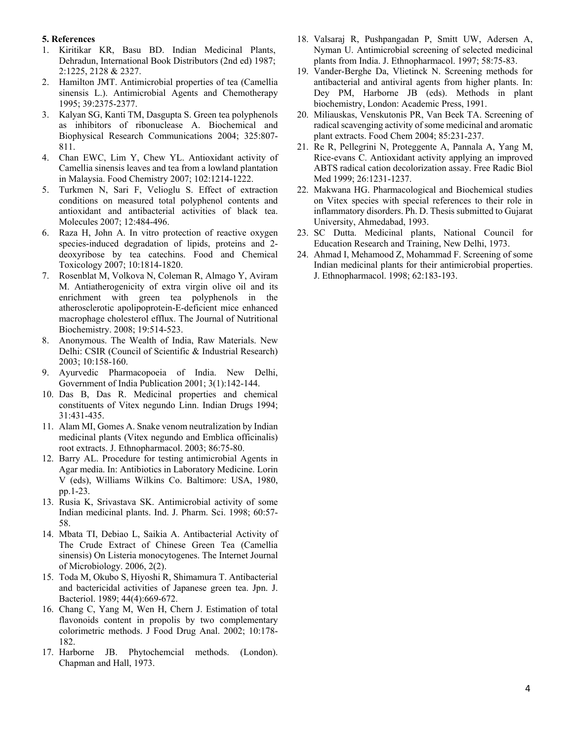## 5. References

1. Kiritikar KR, Basu BD. Indian Medicinal Plants, Dehradun, International Book Distributors (2nd ed) 1987; 2:1225, 2128 & 2327.
2. Hamilton JMT. Antimicrobial properties of tea (Camellia sinensis L.). Antimicrobial Agents and Chemotherapy 1995; 39:2375-2377.
3. Kalyan SG, Kanti TM, Dasgupta S. Green tea polyphenols as inhibitors of ribonuclease A. Biochemical and Biophysical Research Communications 2004; 325:807-811.
4. Chan EWC, Lim Y, Chew YL. Antioxidant activity of Camellia sinensis leaves and tea from a lowland plantation in Malaysia. Food Chemistry 2007; 102:1214-1222.
5. Turkmen N, Sari F, Velioglu S. Effect of extraction conditions on measured total polyphenol contents and antioxidant and antibacterial activities of black tea. Molecules 2007; 12:484-496.
6. Raza H, John A. In vitro protection of reactive oxygen species-induced degradation of lipids, proteins and 2-deoxyribose by tea catechins. Food and Chemical Toxicology 2007; 10:1814-1820.
7. Rosenblat M, Volkova N, Coleman R, Almago Y, Aviram M. Antiatherogenicity of extra virgin olive oil and its enrichment with green tea polyphenols in the atherosclerotic apolipoprotein-E-deficient mice enhanced macrophage cholesterol efflux. The Journal of Nutritional Biochemistry. 2008; 19:514-523.
8. Anonymous. The Wealth of India, Raw Materials. New Delhi: CSIR (Council of Scientific & Industrial Research) 2003; 10:158-160.
9. Ayurvedic Pharmacopoeia of India. New Delhi, Government of India Publication 2001; 3(1):142-144.
10. Das B, Das R. Medicinal properties and chemical constituents of Vitex negundo Linn. Indian Drugs 1994; 31:431-435.
11. Alam MI, Gomes A. Snake venom neutralization by Indian medicinal plants (Vitex negundo and Emblica officinalis) root extracts. J. Ethnopharmacol. 2003; 86:75-80.
12. Barry AL. Procedure for testing antimicrobial Agents in Agar media. In: Antibiotics in Laboratory Medicine. Lorin V (eds), Williams Wilkins Co. Baltimore: USA, 1980, pp.1-23.
13. Rusia K, Srivastava SK. Antimicrobial activity of some Indian medicinal plants. Ind. J. Pharm. Sci. 1998; 60:57-58.
14. Mbata TI, Debiao L, Saikia A. Antibacterial Activity of The Crude Extract of Chinese Green Tea (Camellia sinensis) On Listeria monocytogenes. The Internet Journal of Microbiology. 2006, 2(2).
15. Toda M, Okubo S, Hiyoshi R, Shimamura T. Antibacterial and bactericidal activities of Japanese green tea. Jpn. J. Bacteriol. 1989; 44(4):669-672.
16. Chang C, Yang M, Wen H, Chern J. Estimation of total flavonoids content in propolis by two complementary colorimetric methods. J Food Drug Anal. 2002; 10:178-182.
17. Harborne JB. Phytochemcial methods. (London). Chapman and Hall, 1973.
18. Valsaraj R, Pushpangadan P, Smitt UW, Adersen A, Nyman U. Antimicrobial screening of selected medicinal plants from India. J. Ethnopharmacol. 1997; 58:75-83.
19. Vander-Berghe Da, Vlietinck N. Screening methods for antibacterial and antiviral agents from higher plants. In: Dey PM, Harborne JB (eds). Methods in plant biochemistry, London: Academic Press, 1991.
20. Miliauskas, Venskutonis PR, Van Beek TA. Screening of radical scavenging activity of some medicinal and aromatic plant extracts. Food Chem 2004; 85:231-237.
21. Re R, Pellegrini N, Proteggente A, Pannala A, Yang M, Rice-evans C. Antioxidant activity applying an improved ABTS radical cation decolorization assay. Free Radic Biol Med 1999; 26:1231-1237.
22. Makwana HG. Pharmacological and Biochemical studies on Vitex species with special references to their role in inflammatory disorders. Ph. D. Thesis submitted to Gujarat University, Ahmedabad, 1993.
23. SC Dutta. Medicinal plants, National Council for Education Research and Training, New Delhi, 1973.
24. Ahmad I, Mehamood Z, Mohammad F. Screening of some Indian medicinal plants for their antimicrobial properties. J. Ethnopharmacol. 1998; 62:183-193.